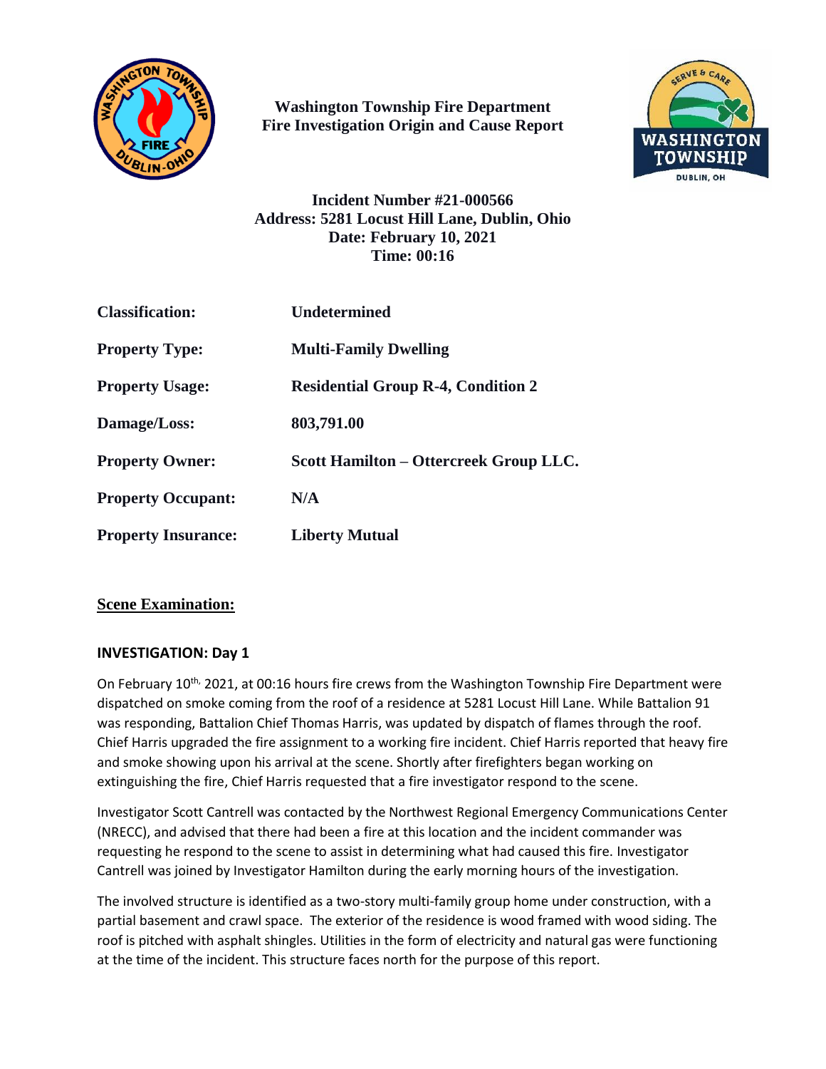# Washington Township Fire Department
# Fire Investigation Origin and Cause Report

**Incident Number #21-000566**
**Address: 5281 Locust Hill Lane, Dublin, Ohio**
**Date: February 10, 2021**
**Time: 00:16**

| | |
|---|---|
| **Classification:** | **Undetermined** |
| **Property Type:** | **Multi-Family Dwelling** |
| **Property Usage:** | **Residential Group R-4, Condition 2** |
| **Damage/Loss:** | **803,791.00** |
| **Property Owner:** | **Scott Hamilton – Ottercreek Group LLC.** |
| **Property Occupant:** | **N/A** |
| **Property Insurance:** | **Liberty Mutual** |

## Scene Examination:

### INVESTIGATION: Day 1

On February 10th, 2021, at 00:16 hours fire crews from the Washington Township Fire Department were dispatched on smoke coming from the roof of a residence at 5281 Locust Hill Lane. While Battalion 91 was responding, Battalion Chief Thomas Harris, was updated by dispatch of flames through the roof. Chief Harris upgraded the fire assignment to a working fire incident. Chief Harris reported that heavy fire and smoke showing upon his arrival at the scene. Shortly after firefighters began working on extinguishing the fire, Chief Harris requested that a fire investigator respond to the scene.

Investigator Scott Cantrell was contacted by the Northwest Regional Emergency Communications Center (NRECC), and advised that there had been a fire at this location and the incident commander was requesting he respond to the scene to assist in determining what had caused this fire. Investigator Cantrell was joined by Investigator Hamilton during the early morning hours of the investigation.

The involved structure is identified as a two-story multi-family group home under construction, with a partial basement and crawl space. The exterior of the residence is wood framed with wood siding. The roof is pitched with asphalt shingles. Utilities in the form of electricity and natural gas were functioning at the time of the incident. This structure faces north for the purpose of this report.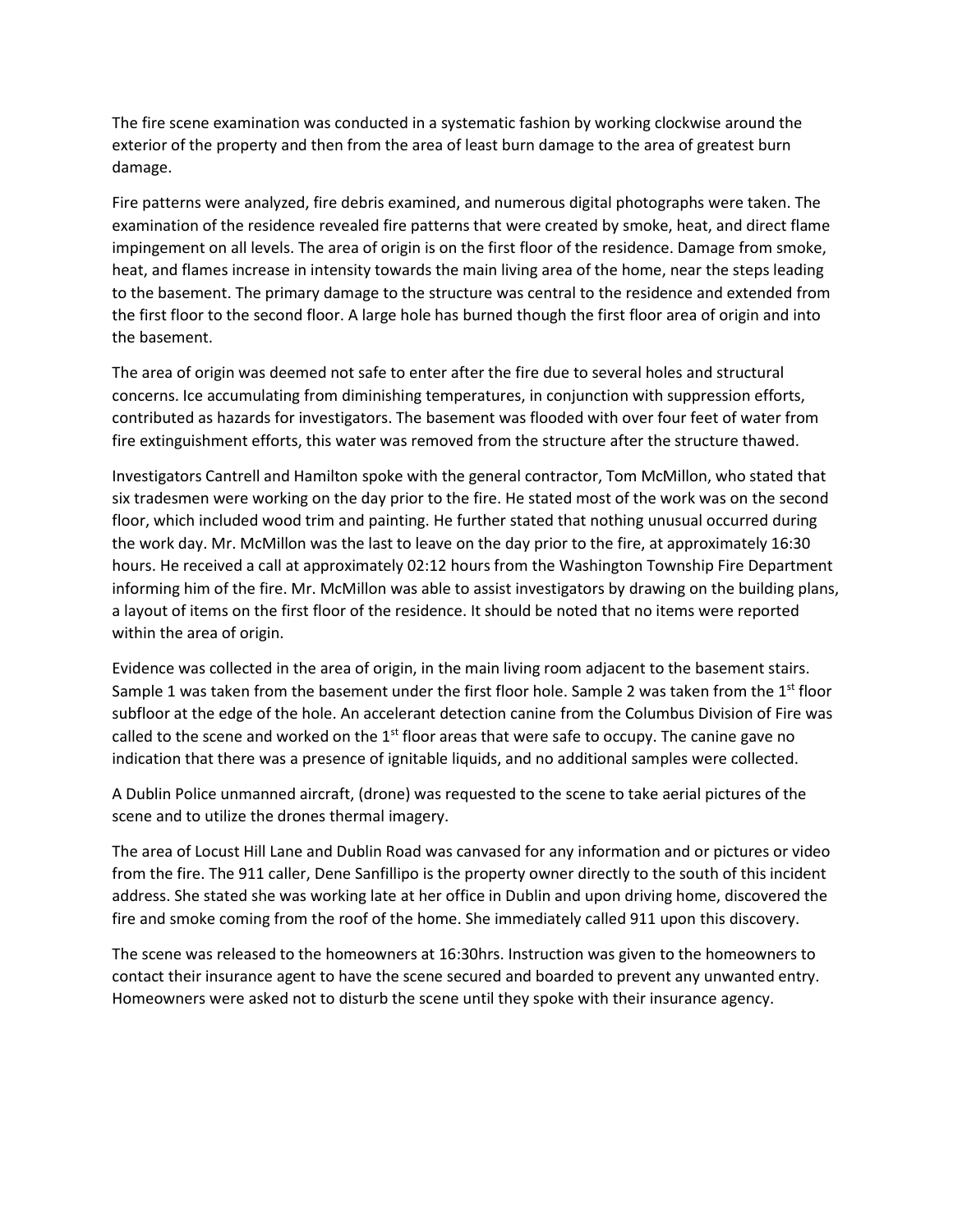The fire scene examination was conducted in a systematic fashion by working clockwise around the exterior of the property and then from the area of least burn damage to the area of greatest burn damage.

Fire patterns were analyzed, fire debris examined, and numerous digital photographs were taken. The examination of the residence revealed fire patterns that were created by smoke, heat, and direct flame impingement on all levels. The area of origin is on the first floor of the residence. Damage from smoke, heat, and flames increase in intensity towards the main living area of the home, near the steps leading to the basement. The primary damage to the structure was central to the residence and extended from the first floor to the second floor. A large hole has burned though the first floor area of origin and into the basement.

The area of origin was deemed not safe to enter after the fire due to several holes and structural concerns. Ice accumulating from diminishing temperatures, in conjunction with suppression efforts, contributed as hazards for investigators. The basement was flooded with over four feet of water from fire extinguishment efforts, this water was removed from the structure after the structure thawed.

Investigators Cantrell and Hamilton spoke with the general contractor, Tom McMillon, who stated that six tradesmen were working on the day prior to the fire. He stated most of the work was on the second floor, which included wood trim and painting. He further stated that nothing unusual occurred during the work day. Mr. McMillon was the last to leave on the day prior to the fire, at approximately 16:30 hours. He received a call at approximately 02:12 hours from the Washington Township Fire Department informing him of the fire. Mr. McMillon was able to assist investigators by drawing on the building plans, a layout of items on the first floor of the residence. It should be noted that no items were reported within the area of origin.

Evidence was collected in the area of origin, in the main living room adjacent to the basement stairs. Sample 1 was taken from the basement under the first floor hole. Sample 2 was taken from the 1st floor subfloor at the edge of the hole. An accelerant detection canine from the Columbus Division of Fire was called to the scene and worked on the 1st floor areas that were safe to occupy. The canine gave no indication that there was a presence of ignitable liquids, and no additional samples were collected.

A Dublin Police unmanned aircraft, (drone) was requested to the scene to take aerial pictures of the scene and to utilize the drones thermal imagery.

The area of Locust Hill Lane and Dublin Road was canvased for any information and or pictures or video from the fire. The 911 caller, Dene Sanfillipo is the property owner directly to the south of this incident address. She stated she was working late at her office in Dublin and upon driving home, discovered the fire and smoke coming from the roof of the home. She immediately called 911 upon this discovery.

The scene was released to the homeowners at 16:30hrs. Instruction was given to the homeowners to contact their insurance agent to have the scene secured and boarded to prevent any unwanted entry. Homeowners were asked not to disturb the scene until they spoke with their insurance agency.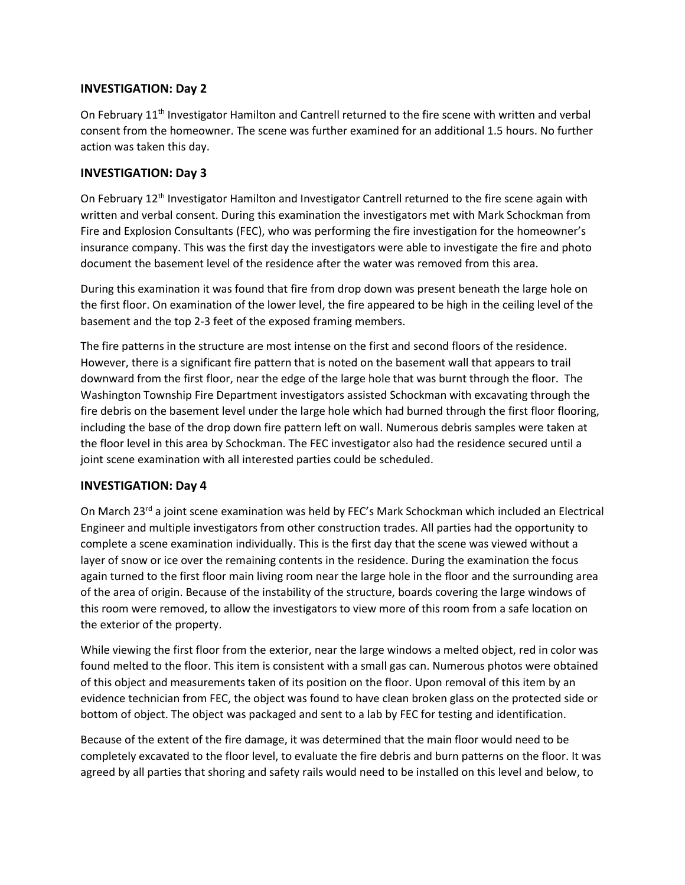### INVESTIGATION: Day 2

On February 11th Investigator Hamilton and Cantrell returned to the fire scene with written and verbal consent from the homeowner. The scene was further examined for an additional 1.5 hours. No further action was taken this day.

### INVESTIGATION: Day 3

On February 12th Investigator Hamilton and Investigator Cantrell returned to the fire scene again with written and verbal consent. During this examination the investigators met with Mark Schockman from Fire and Explosion Consultants (FEC), who was performing the fire investigation for the homeowner's insurance company. This was the first day the investigators were able to investigate the fire and photo document the basement level of the residence after the water was removed from this area.

During this examination it was found that fire from drop down was present beneath the large hole on the first floor. On examination of the lower level, the fire appeared to be high in the ceiling level of the basement and the top 2-3 feet of the exposed framing members.

The fire patterns in the structure are most intense on the first and second floors of the residence. However, there is a significant fire pattern that is noted on the basement wall that appears to trail downward from the first floor, near the edge of the large hole that was burnt through the floor. The Washington Township Fire Department investigators assisted Schockman with excavating through the fire debris on the basement level under the large hole which had burned through the first floor flooring, including the base of the drop down fire pattern left on wall. Numerous debris samples were taken at the floor level in this area by Schockman. The FEC investigator also had the residence secured until a joint scene examination with all interested parties could be scheduled.

### INVESTIGATION: Day 4

On March 23rd a joint scene examination was held by FEC's Mark Schockman which included an Electrical Engineer and multiple investigators from other construction trades. All parties had the opportunity to complete a scene examination individually. This is the first day that the scene was viewed without a layer of snow or ice over the remaining contents in the residence. During the examination the focus again turned to the first floor main living room near the large hole in the floor and the surrounding area of the area of origin. Because of the instability of the structure, boards covering the large windows of this room were removed, to allow the investigators to view more of this room from a safe location on the exterior of the property.

While viewing the first floor from the exterior, near the large windows a melted object, red in color was found melted to the floor. This item is consistent with a small gas can. Numerous photos were obtained of this object and measurements taken of its position on the floor. Upon removal of this item by an evidence technician from FEC, the object was found to have clean broken glass on the protected side or bottom of object. The object was packaged and sent to a lab by FEC for testing and identification.

Because of the extent of the fire damage, it was determined that the main floor would need to be completely excavated to the floor level, to evaluate the fire debris and burn patterns on the floor. It was agreed by all parties that shoring and safety rails would need to be installed on this level and below, to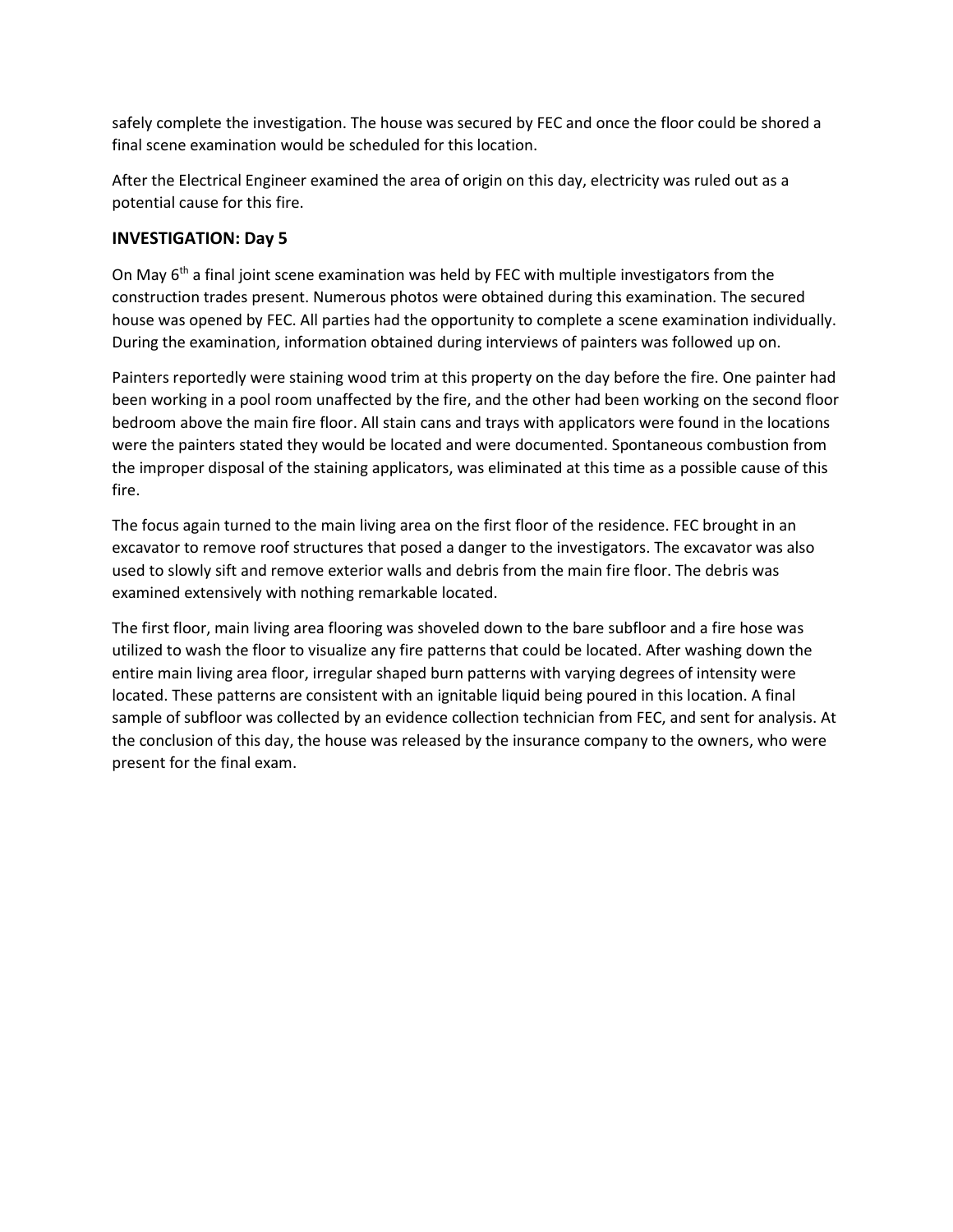safely complete the investigation. The house was secured by FEC and once the floor could be shored a final scene examination would be scheduled for this location.

After the Electrical Engineer examined the area of origin on this day, electricity was ruled out as a potential cause for this fire.

### INVESTIGATION: Day 5

On May 6th a final joint scene examination was held by FEC with multiple investigators from the construction trades present. Numerous photos were obtained during this examination. The secured house was opened by FEC. All parties had the opportunity to complete a scene examination individually. During the examination, information obtained during interviews of painters was followed up on.

Painters reportedly were staining wood trim at this property on the day before the fire. One painter had been working in a pool room unaffected by the fire, and the other had been working on the second floor bedroom above the main fire floor. All stain cans and trays with applicators were found in the locations were the painters stated they would be located and were documented. Spontaneous combustion from the improper disposal of the staining applicators, was eliminated at this time as a possible cause of this fire.

The focus again turned to the main living area on the first floor of the residence. FEC brought in an excavator to remove roof structures that posed a danger to the investigators. The excavator was also used to slowly sift and remove exterior walls and debris from the main fire floor. The debris was examined extensively with nothing remarkable located.

The first floor, main living area flooring was shoveled down to the bare subfloor and a fire hose was utilized to wash the floor to visualize any fire patterns that could be located. After washing down the entire main living area floor, irregular shaped burn patterns with varying degrees of intensity were located. These patterns are consistent with an ignitable liquid being poured in this location. A final sample of subfloor was collected by an evidence collection technician from FEC, and sent for analysis. At the conclusion of this day, the house was released by the insurance company to the owners, who were present for the final exam.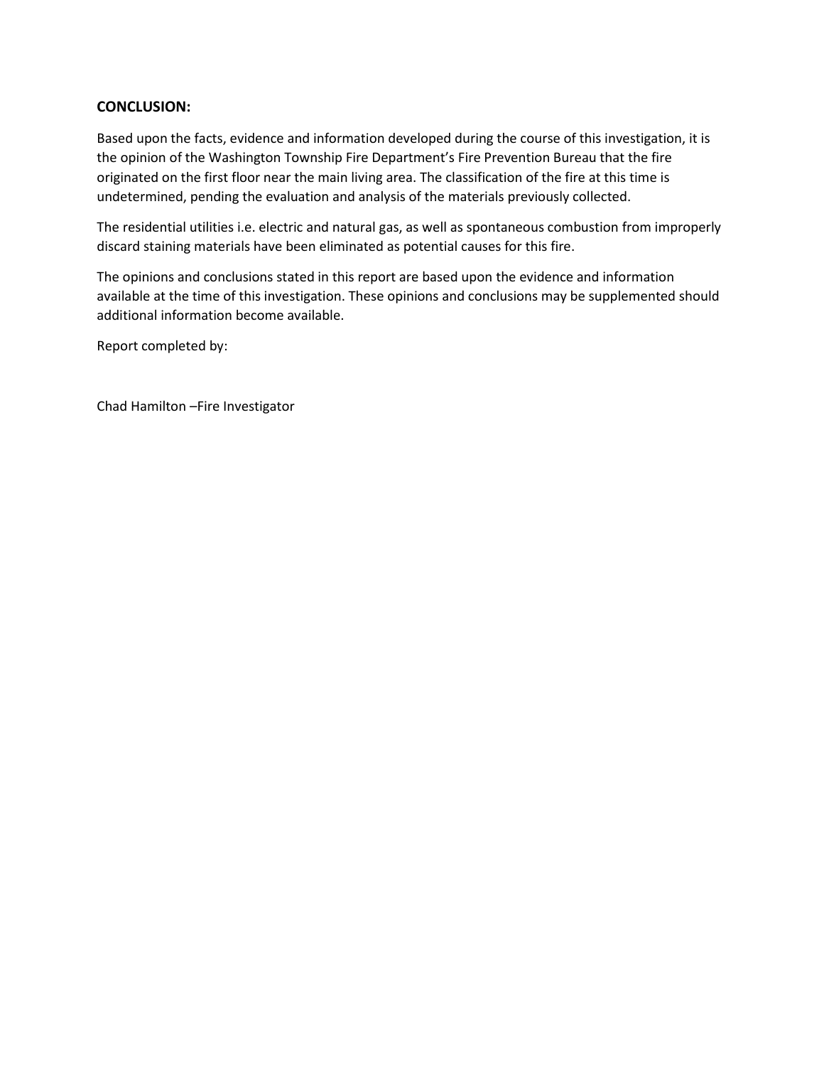**CONCLUSION:**

Based upon the facts, evidence and information developed during the course of this investigation, it is the opinion of the Washington Township Fire Department's Fire Prevention Bureau that the fire originated on the first floor near the main living area. The classification of the fire at this time is undetermined, pending the evaluation and analysis of the materials previously collected.

The residential utilities i.e. electric and natural gas, as well as spontaneous combustion from improperly discard staining materials have been eliminated as potential causes for this fire.

The opinions and conclusions stated in this report are based upon the evidence and information available at the time of this investigation. These opinions and conclusions may be supplemented should additional information become available.

Report completed by:

Chad Hamilton –Fire Investigator